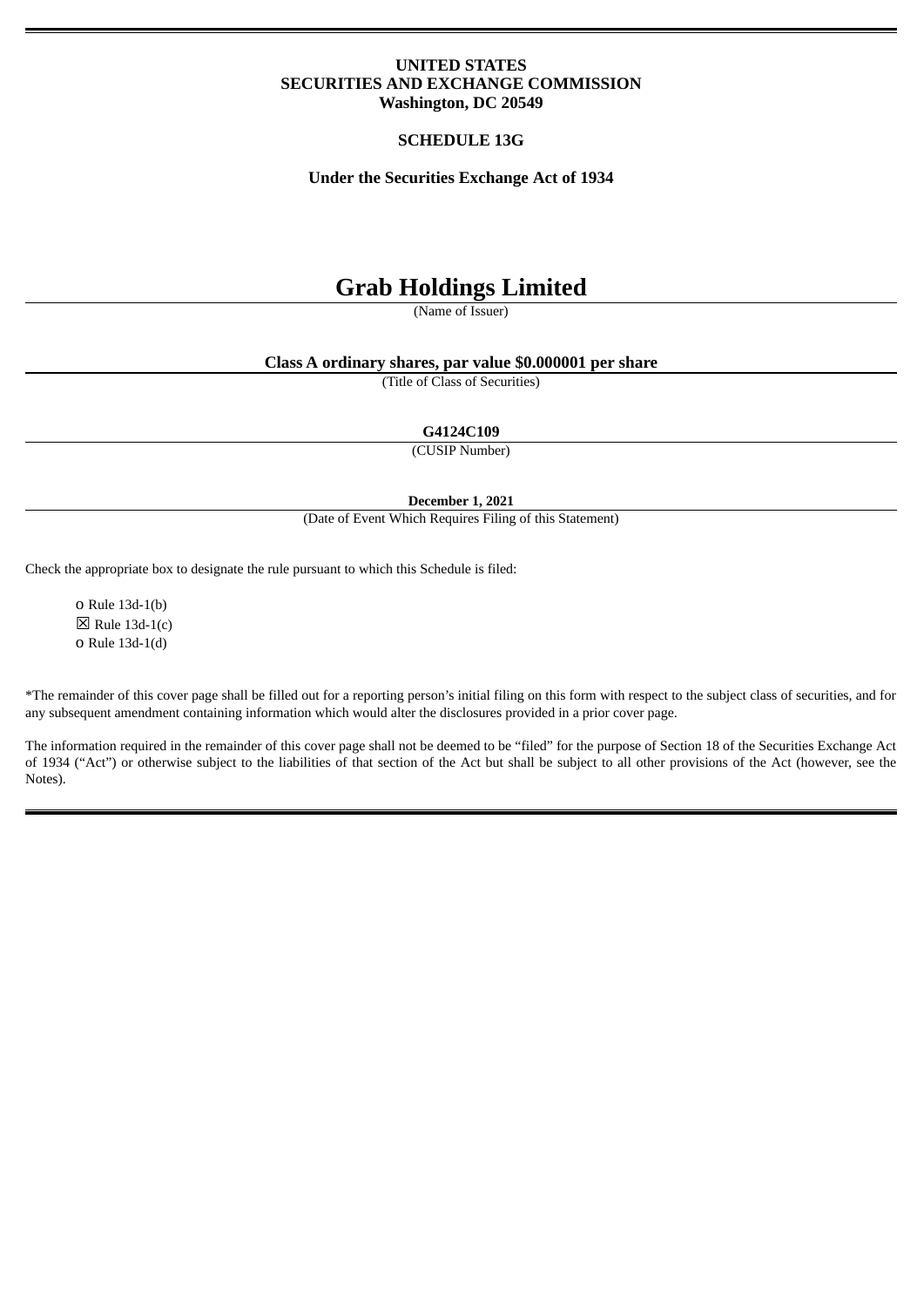**UNITED STATES**
**SECURITIES AND EXCHANGE COMMISSION**
**Washington, DC 20549**

**SCHEDULE 13G**

**Under the Securities Exchange Act of 1934**

# Grab Holdings Limited

(Name of Issuer)

**Class A ordinary shares, par value $0.000001 per share**

(Title of Class of Securities)

**G4124C109**

(CUSIP Number)

**December 1, 2021**

(Date of Event Which Requires Filing of this Statement)

Check the appropriate box to designate the rule pursuant to which this Schedule is filed:

o Rule 13d-1(b)
☒ Rule 13d-1(c)
o Rule 13d-1(d)

*The remainder of this cover page shall be filled out for a reporting person's initial filing on this form with respect to the subject class of securities, and for any subsequent amendment containing information which would alter the disclosures provided in a prior cover page.

The information required in the remainder of this cover page shall not be deemed to be "filed" for the purpose of Section 18 of the Securities Exchange Act of 1934 ("Act") or otherwise subject to the liabilities of that section of the Act but shall be subject to all other provisions of the Act (however, see the Notes).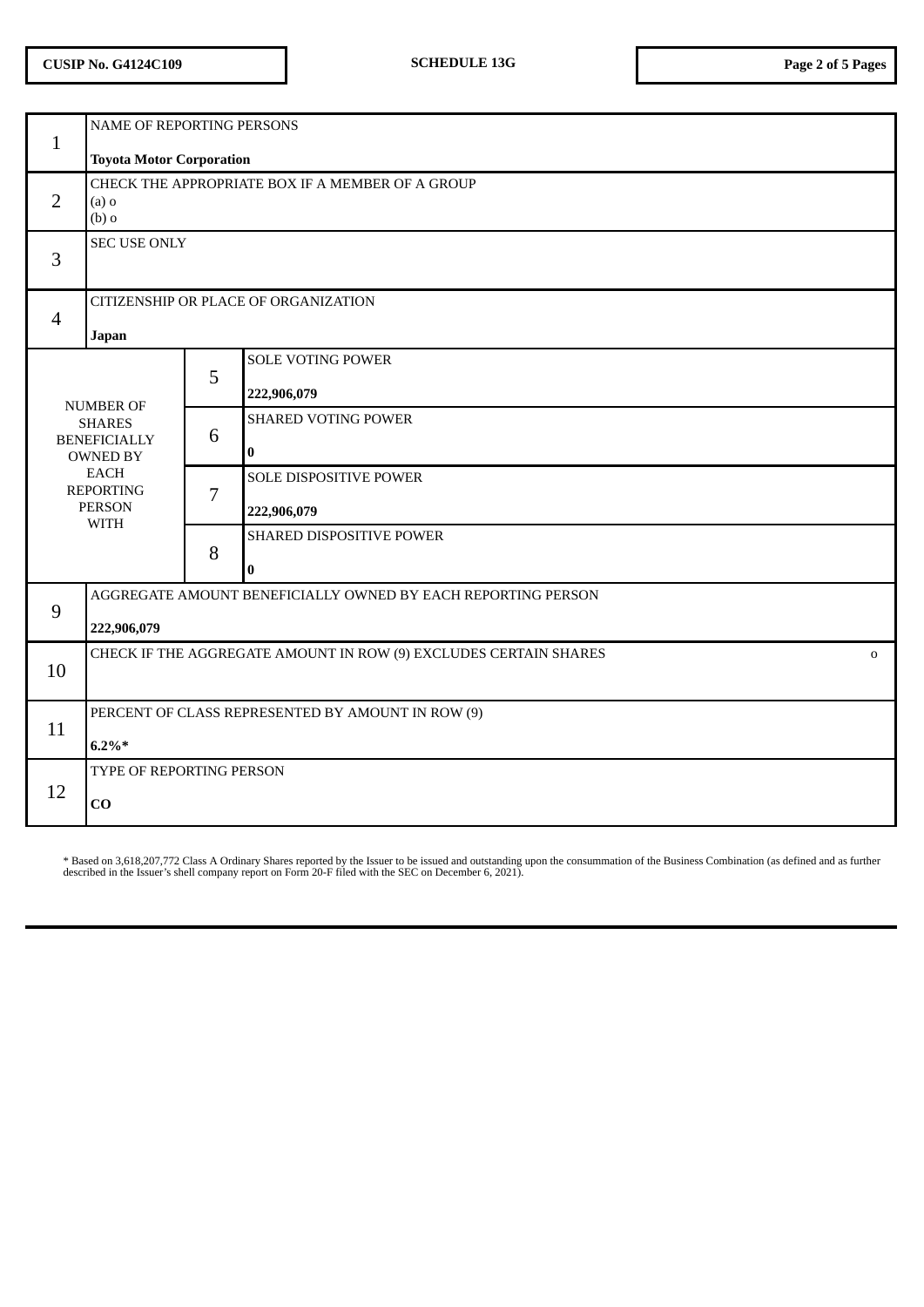| CUSIP No. G4124C109 | SCHEDULE 13G |
|---|---|

| | | | |
|---|---|---|---|
| 1 | NAME OF REPORTING PERSONS<br><br>**Toyota Motor Corporation** | | |
| 2 | CHECK THE APPROPRIATE BOX IF A MEMBER OF A GROUP<br>(a) o<br>(b) o | | |
| 3 | SEC USE ONLY | | |
| 4 | CITIZENSHIP OR PLACE OF ORGANIZATION<br><br>**Japan** | | |
| NUMBER OF SHARES BENEFICIALLY OWNED BY EACH REPORTING PERSON WITH | | 5 | SOLE VOTING POWER<br><br>**222,906,079** |
| | | 6 | SHARED VOTING POWER<br><br>**0** |
| | | 7 | SOLE DISPOSITIVE POWER<br><br>**222,906,079** |
| | | 8 | SHARED DISPOSITIVE POWER<br><br>**0** |
| 9 | AGGREGATE AMOUNT BENEFICIALLY OWNED BY EACH REPORTING PERSON<br><br>**222,906,079** | | |
| 10 | CHECK IF THE AGGREGATE AMOUNT IN ROW (9) EXCLUDES CERTAIN SHARES o | | |
| 11 | PERCENT OF CLASS REPRESENTED BY AMOUNT IN ROW (9)<br><br>**6.2%*** | | |
| 12 | TYPE OF REPORTING PERSON<br><br>**CO** | | |

* Based on 3,618,207,772 Class A Ordinary Shares reported by the Issuer to be issued and outstanding upon the consummation of the Business Combination (as defined and as further described in the Issuer's shell company report on Form 20-F filed with the SEC on December 6, 2021).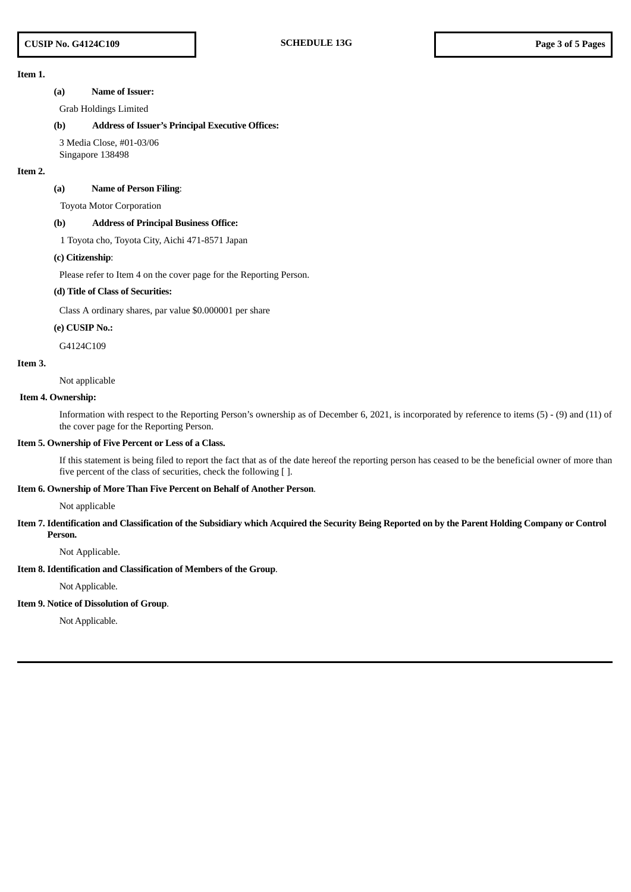**Item 1.**

**(a) Name of Issuer:**

Grab Holdings Limited

**(b) Address of Issuer's Principal Executive Offices:**

3 Media Close, #01-03/06
Singapore 138498

**Item 2.**

**(a) Name of Person Filing**:

Toyota Motor Corporation

**(b) Address of Principal Business Office:**

1 Toyota cho, Toyota City, Aichi 471-8571 Japan

**(c) Citizenship**:

Please refer to Item 4 on the cover page for the Reporting Person.

**(d) Title of Class of Securities:**

Class A ordinary shares, par value $0.000001 per share

**(e) CUSIP No.:**

G4124C109

**Item 3.**

Not applicable

**Item 4. Ownership:**

Information with respect to the Reporting Person's ownership as of December 6, 2021, is incorporated by reference to items (5) - (9) and (11) of the cover page for the Reporting Person.

**Item 5. Ownership of Five Percent or Less of a Class.**

If this statement is being filed to report the fact that as of the date hereof the reporting person has ceased to be the beneficial owner of more than five percent of the class of securities, check the following [ ].

**Item 6. Ownership of More Than Five Percent on Behalf of Another Person**.

Not applicable

**Item 7. Identification and Classification of the Subsidiary which Acquired the Security Being Reported on by the Parent Holding Company or Control Person.**

Not Applicable.

**Item 8. Identification and Classification of Members of the Group**.

Not Applicable.

**Item 9. Notice of Dissolution of Group**.

Not Applicable.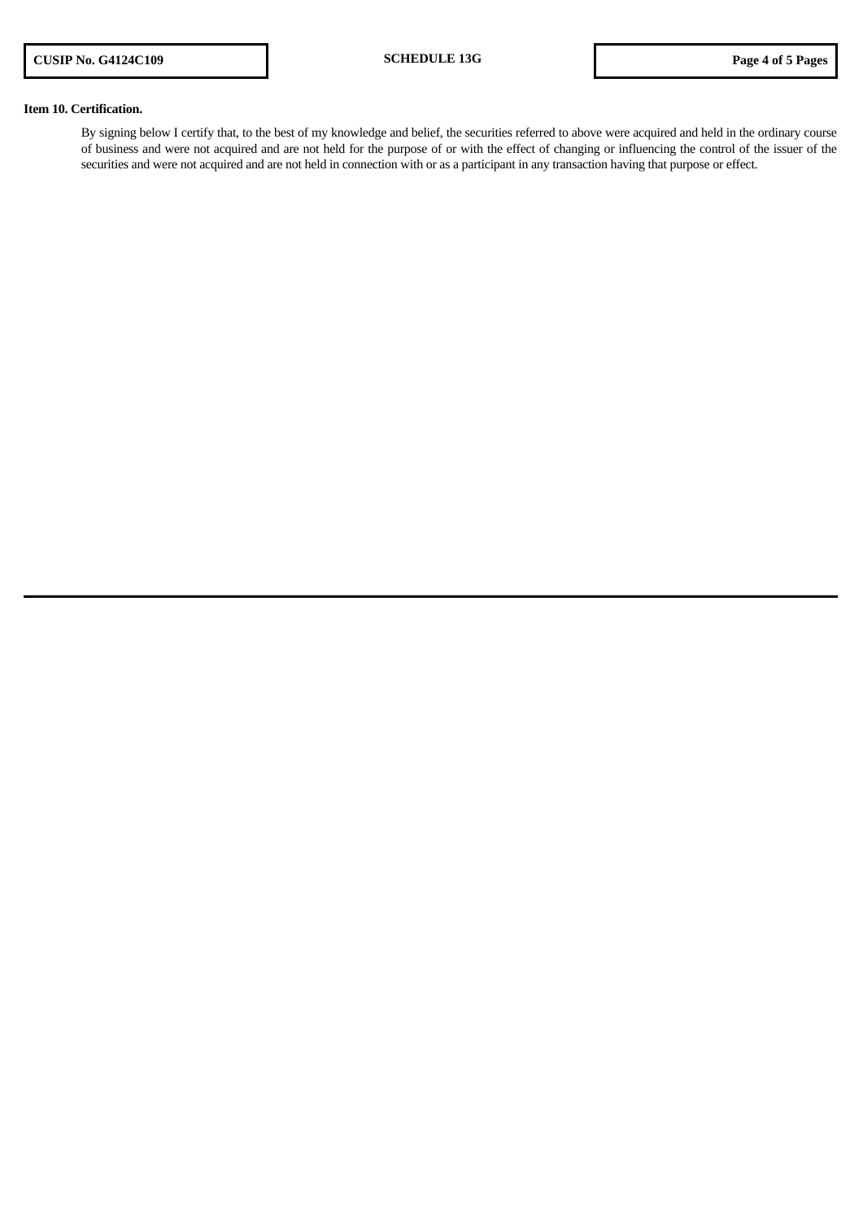**Item 10. Certification.**

By signing below I certify that, to the best of my knowledge and belief, the securities referred to above were acquired and held in the ordinary course of business and were not acquired and are not held for the purpose of or with the effect of changing or influencing the control of the issuer of the securities and were not acquired and are not held in connection with or as a participant in any transaction having that purpose or effect.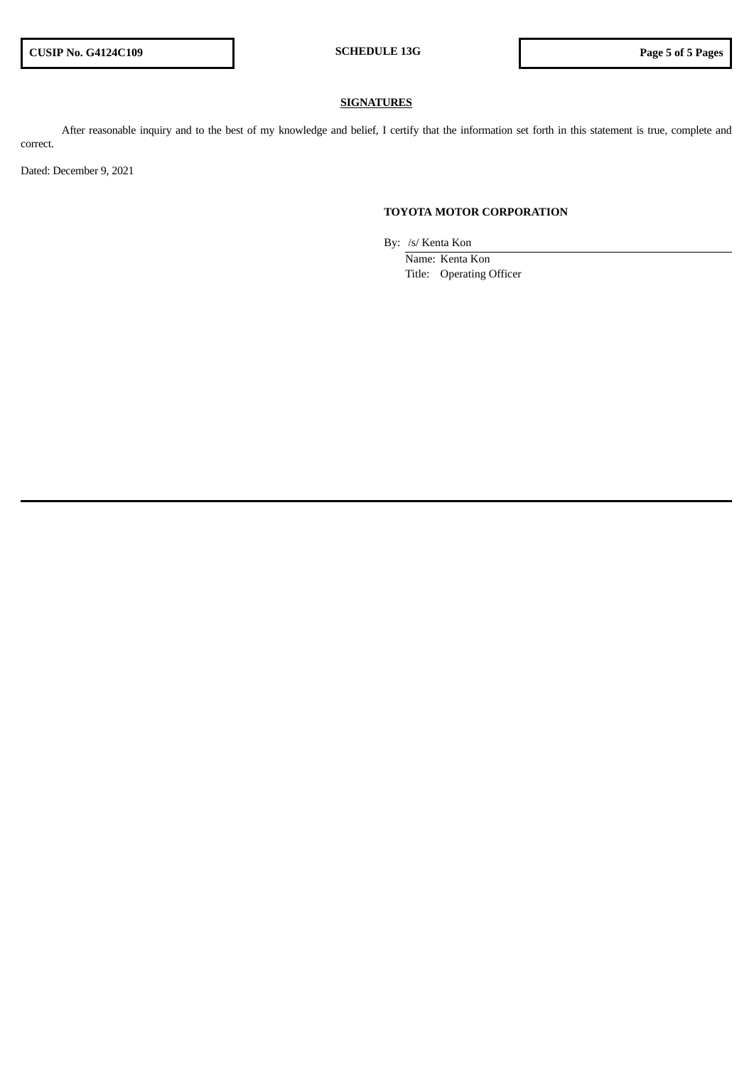## SIGNATURES

After reasonable inquiry and to the best of my knowledge and belief, I certify that the information set forth in this statement is true, complete and correct.

Dated: December 9, 2021

**TOYOTA MOTOR CORPORATION**

By: /s/ Kenta Kon

Name: Kenta Kon

Title: Operating Officer